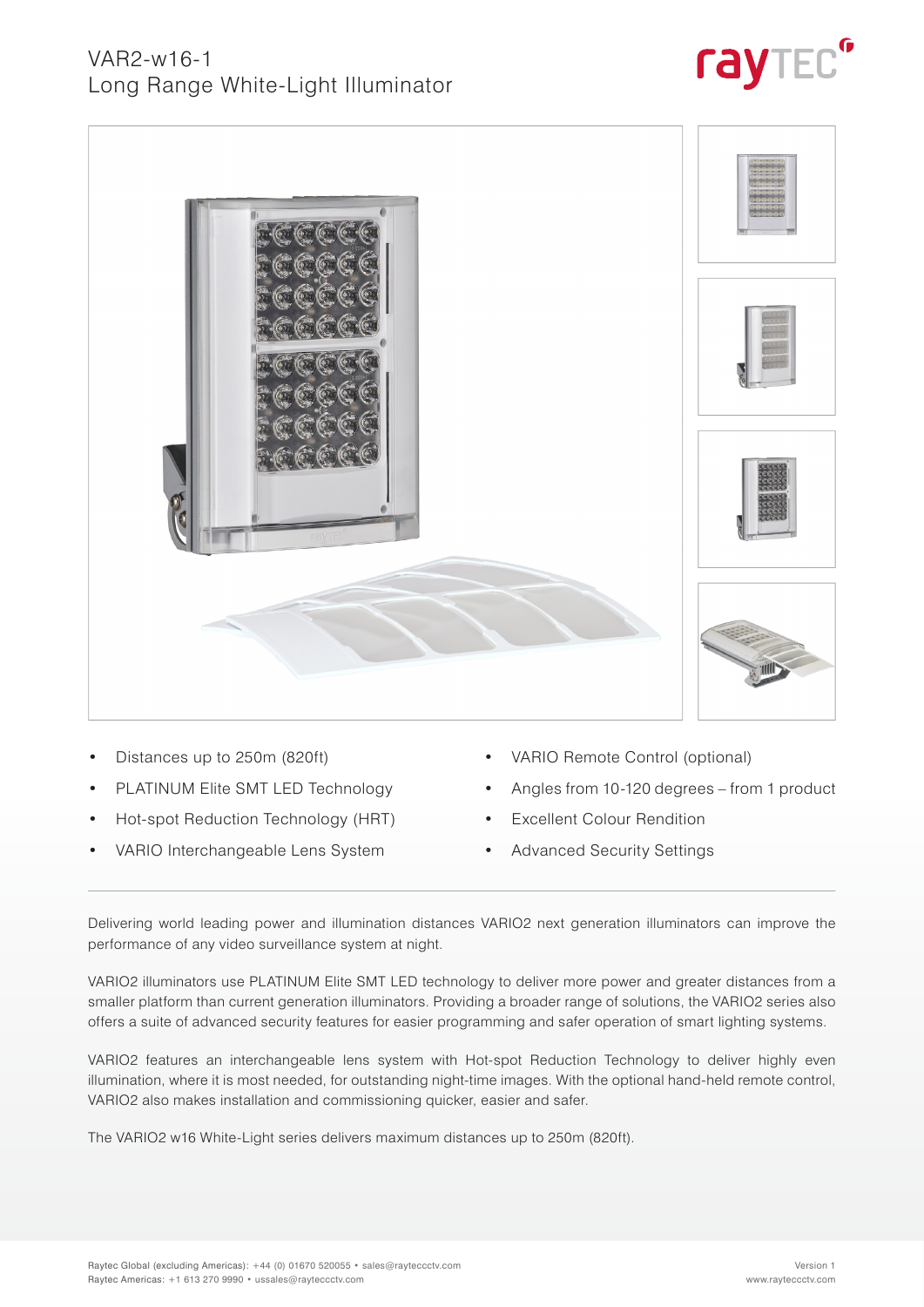# VAR2-w16-1
## Long Range White-Light Illuminator

- Distances up to 250m (820ft)
- PLATINUM Elite SMT LED Technology
- Hot-spot Reduction Technology (HRT)
- VARIO Interchangeable Lens System
- VARIO Remote Control (optional)
- Angles from 10-120 degrees – from 1 product
- Excellent Colour Rendition
- Advanced Security Settings

---

Delivering world leading power and illumination distances VARIO2 next generation illuminators can improve the performance of any video surveillance system at night.

VARIO2 illuminators use PLATINUM Elite SMT LED technology to deliver more power and greater distances from a smaller platform than current generation illuminators. Providing a broader range of solutions, the VARIO2 series also offers a suite of advanced security features for easier programming and safer operation of smart lighting systems.

VARIO2 features an interchangeable lens system with Hot-spot Reduction Technology to deliver highly even illumination, where it is most needed, for outstanding night-time images. With the optional hand-held remote control, VARIO2 also makes installation and commissioning quicker, easier and safer.

The VARIO2 w16 White-Light series delivers maximum distances up to 250m (820ft).

Raytec Global (excluding Americas): +44 (0) 01670 520055 • sales@rayteccctv.com
Raytec Americas: +1 613 270 9990 • ussales@rayteccctv.com

Version 1
www.rayteccctv.com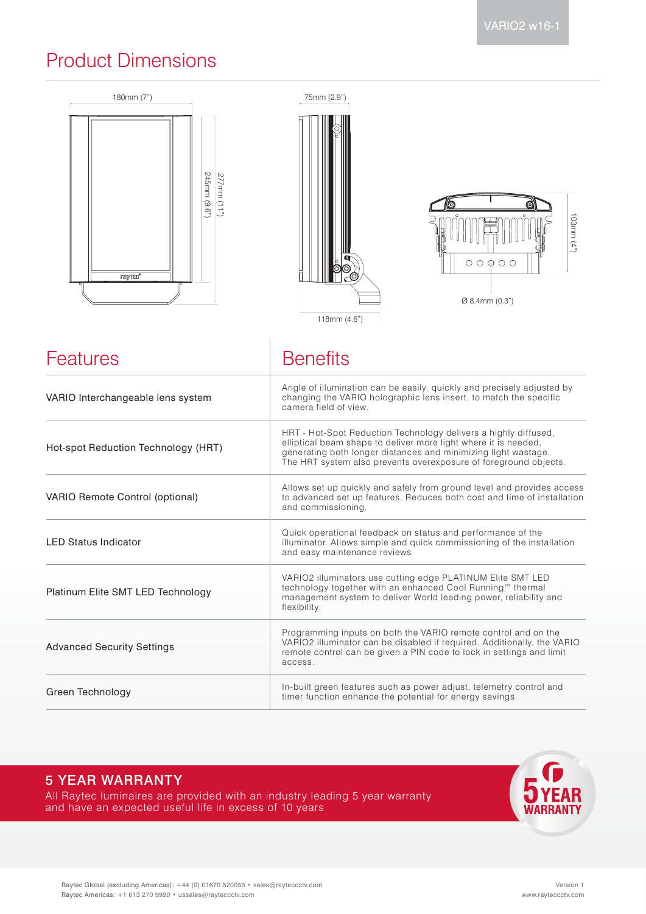VARIO2 w16-1

# Product Dimensions

180mm (7")

245mm (9.6")

277mm (11")

75mm (2.9")

118mm (4.6")

103mm (4")

Ø 8.4mm (0.3")

| Features | Benefits |
|---|---|
| VARIO Interchangeable lens system | Angle of illumination can be easily, quickly and precisely adjusted by changing the VARIO holographic lens insert, to match the specific camera field of view. |
| Hot-spot Reduction Technology (HRT) | HRT - Hot-Spot Reduction Technology delivers a highly diffused, elliptical beam shape to deliver more light where it is needed, generating both longer distances and minimizing light wastage. The HRT system also prevents overexposure of foreground objects. |
| VARIO Remote Control (optional) | Allows set up quickly and safely from ground level and provides access to advanced set up features. Reduces both cost and time of installation and commissioning. |
| LED Status Indicator | Quick operational feedback on status and performance of the illuminator. Allows simple and quick commissioning of the installation and easy maintenance reviews |
| Platinum Elite SMT LED Technology | VARIO2 illuminators use cutting edge PLATINUM Elite SMT LED technology together with an enhanced Cool Running™ thermal management system to deliver World leading power, reliability and flexibility. |
| Advanced Security Settings | Programming inputs on both the VARIO remote control and on the VARIO2 illuminator can be disabled if required. Additionally, the VARIO remote control can be given a PIN code to lock in settings and limit access. |
| Green Technology | In-built green features such as power adjust, telemetry control and timer function enhance the potential for energy savings. |

## 5 YEAR WARRANTY

All Raytec luminaires are provided with an industry leading 5 year warranty and have an expected useful life in excess of 10 years

Raytec Global (excluding Americas): +44 (0) 01670 520055 • sales@rayteccctv.com
Raytec Americas: +1 613 270 9990 • ussales@rayteccctv.com

Version 1
www.rayteccctv.com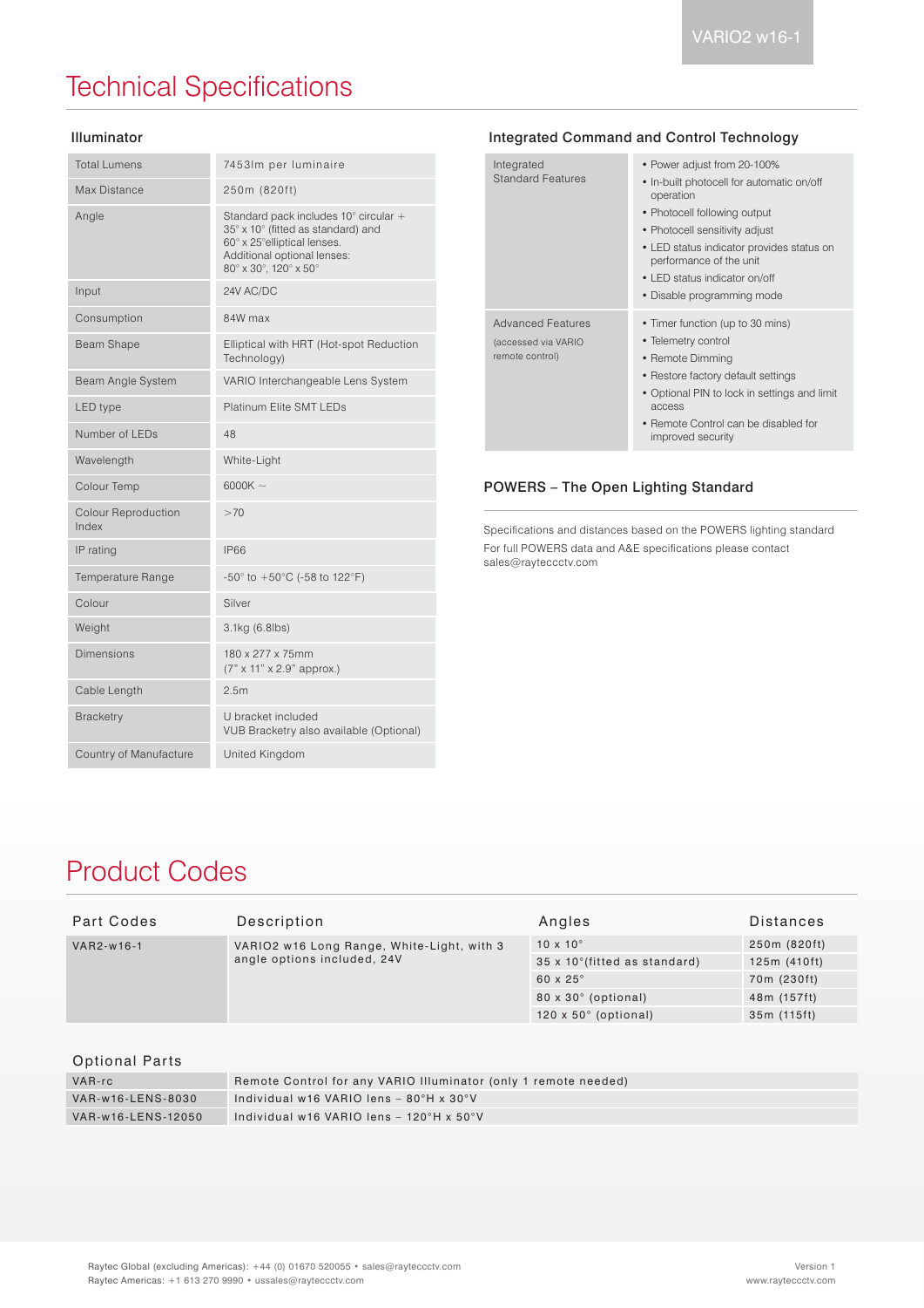# Technical Specifications

### Illuminator

| | |
|---|---|
| Total Lumens | 7453lm per luminaire |
| Max Distance | 250m (820ft) |
| Angle | Standard pack includes 10° circular + 35° x 10° (fitted as standard) and 60° x 25°elliptical lenses. Additional optional lenses: 80° x 30°, 120° x 50° |
| Input | 24V AC/DC |
| Consumption | 84W max |
| Beam Shape | Elliptical with HRT (Hot-spot Reduction Technology) |
| Beam Angle System | VARIO Interchangeable Lens System |
| LED type | Platinum Elite SMT LEDs |
| Number of LEDs | 48 |
| Wavelength | White-Light |
| Colour Temp | 6000K ~ |
| Colour Reproduction Index | >70 |
| IP rating | IP66 |
| Temperature Range | -50° to +50°C (-58 to 122°F) |
| Colour | Silver |
| Weight | 3.1kg (6.8lbs) |
| Dimensions | 180 x 277 x 75mm (7" x 11" x 2.9" approx.) |
| Cable Length | 2.5m |
| Brackets | U bracket included VUB Bracketry also available (Optional) |
| Country of Manufacture | United Kingdom |

### Integrated Command and Control Technology

| | |
|---|---|
| Integrated Standard Features | • Power adjust from 20-100%<br>• In-built photocell for automatic on/off operation<br>• Photocell following output<br>• Photocell sensitivity adjust<br>• LED status indicator provides status on performance of the unit<br>• LED status indicator on/off<br>• Disable programming mode |
| Advanced Features (accessed via VARIO remote control) | • Timer function (up to 30 mins)<br>• Telemetry control<br>• Remote Dimming<br>• Restore factory default settings<br>• Optional PIN to lock in settings and limit access<br>• Remote Control can be disabled for improved security |

### POWERS – The Open Lighting Standard

Specifications and distances based on the POWERS lighting standard

For full POWERS data and A&E specifications please contact sales@rayteccctv.com

# Product Codes

| Part Codes | Description | Angles | Distances |
|---|---|---|---|
| VAR2-w16-1 | VARIO2 w16 Long Range, White-Light, with 3 angle options included, 24V | 10 x 10° | 250m (820ft) |
| | | 35 x 10°(fitted as standard) | 125m (410ft) |
| | | 60 x 25° | 70m (230ft) |
| | | 80 x 30° (optional) | 48m (157ft) |
| | | 120 x 50° (optional) | 35m (115ft) |

### Optional Parts

| | |
|---|---|
| VAR-rc | Remote Control for any VARIO Illuminator (only 1 remote needed) |
| VAR-w16-LENS-8030 | Individual w16 VARIO lens – 80°H x 30°V |
| VAR-w16-LENS-12050 | Individual w16 VARIO lens – 120°H x 50°V |

Raytec Global (excluding Americas): +44 (0) 01670 520055 • sales@rayteccctv.com
Raytec Americas: +1 613 270 9990 • ussales@rayteccctv.com

Version 1
www.rayteccctv.com